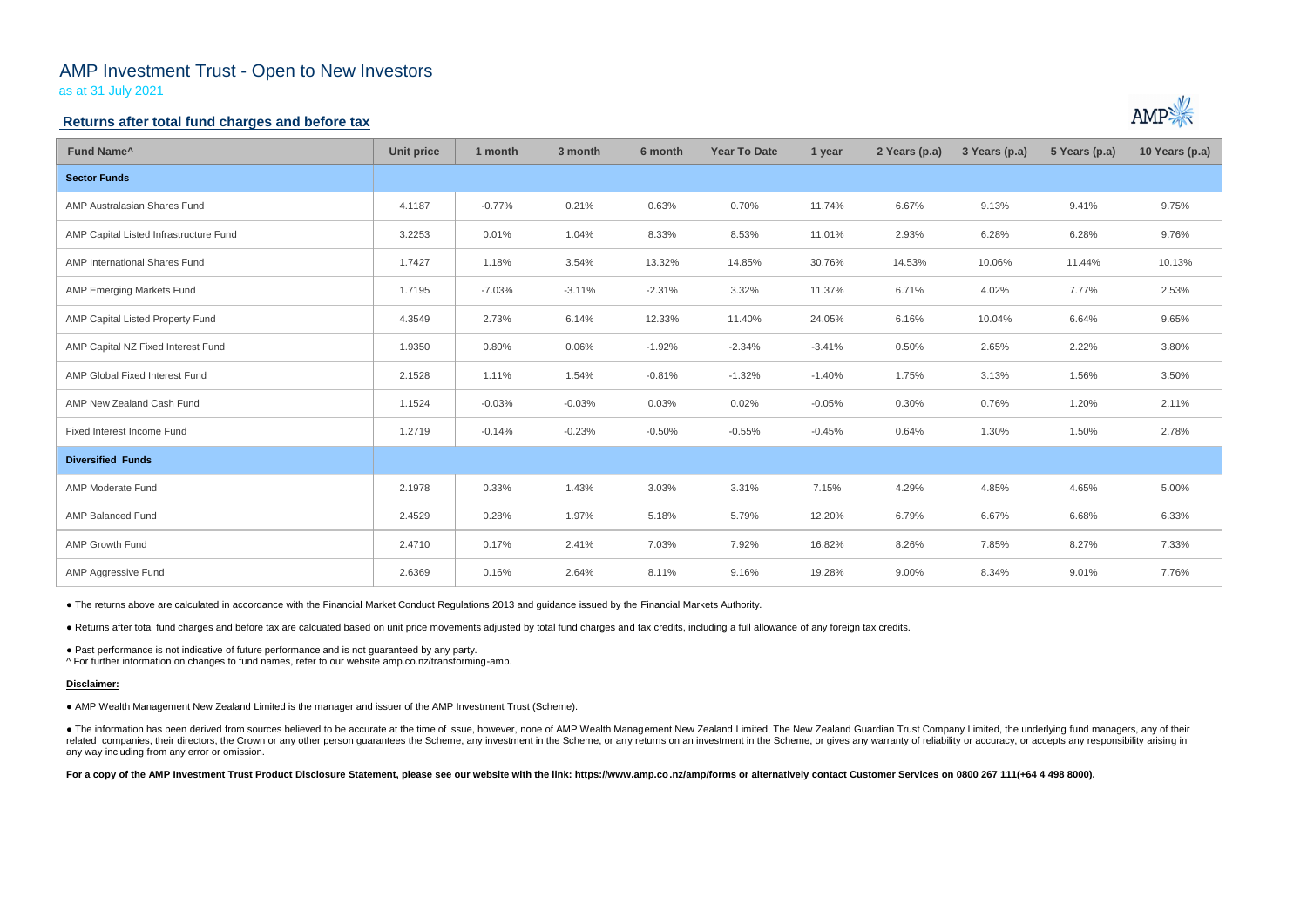# AMP Investment Trust - Open to New Investors

as at 31 July 2021

## Returns after total fund charges and before tax

| Fund Name^ | Unit price | 1 month | 3 month | 6 month | Year To Date | 1 year | 2 Years (p.a) | 3 Years (p.a) | 5 Years (p.a) | 10 Years (p.a) |
|---|---|---|---|---|---|---|---|---|---|---|
| **Sector Funds** | | | | | | | | | | |
| AMP Australasian Shares Fund | 4.1187 | -0.77% | 0.21% | 0.63% | 0.70% | 11.74% | 6.67% | 9.13% | 9.41% | 9.75% |
| AMP Capital Listed Infrastructure Fund | 3.2253 | 0.01% | 1.04% | 8.33% | 8.53% | 11.01% | 2.93% | 6.28% | 6.28% | 9.76% |
| AMP International Shares Fund | 1.7427 | 1.18% | 3.54% | 13.32% | 14.85% | 30.76% | 14.53% | 10.06% | 11.44% | 10.13% |
| AMP Emerging Markets Fund | 1.7195 | -7.03% | -3.11% | -2.31% | 3.32% | 11.37% | 6.71% | 4.02% | 7.77% | 2.53% |
| AMP Capital Listed Property Fund | 4.3549 | 2.73% | 6.14% | 12.33% | 11.40% | 24.05% | 6.16% | 10.04% | 6.64% | 9.65% |
| AMP Capital NZ Fixed Interest Fund | 1.9350 | 0.80% | 0.06% | -1.92% | -2.34% | -3.41% | 0.50% | 2.65% | 2.22% | 3.80% |
| AMP Global Fixed Interest Fund | 2.1528 | 1.11% | 1.54% | -0.81% | -1.32% | -1.40% | 1.75% | 3.13% | 1.56% | 3.50% |
| AMP New Zealand Cash Fund | 1.1524 | -0.03% | -0.03% | 0.03% | 0.02% | -0.05% | 0.30% | 0.76% | 1.20% | 2.11% |
| Fixed Interest Income Fund | 1.2719 | -0.14% | -0.23% | -0.50% | -0.55% | -0.45% | 0.64% | 1.30% | 1.50% | 2.78% |
| **Diversified Funds** | | | | | | | | | | |
| AMP Moderate Fund | 2.1978 | 0.33% | 1.43% | 3.03% | 3.31% | 7.15% | 4.29% | 4.85% | 4.65% | 5.00% |
| AMP Balanced Fund | 2.4529 | 0.28% | 1.97% | 5.18% | 5.79% | 12.20% | 6.79% | 6.67% | 6.68% | 6.33% |
| AMP Growth Fund | 2.4710 | 0.17% | 2.41% | 7.03% | 7.92% | 16.82% | 8.26% | 7.85% | 8.27% | 7.33% |
| AMP Aggressive Fund | 2.6369 | 0.16% | 2.64% | 8.11% | 9.16% | 19.28% | 9.00% | 8.34% | 9.01% | 7.76% |

● The returns above are calculated in accordance with the Financial Market Conduct Regulations 2013 and guidance issued by the Financial Markets Authority.

● Returns after total fund charges and before tax are calcuated based on unit price movements adjusted by total fund charges and tax credits, including a full allowance of any foreign tax credits.

● Past performance is not indicative of future performance and is not guaranteed by any party.

^ For further information on changes to fund names, refer to our website amp.co.nz/transforming-amp.

**Disclaimer:**

● AMP Wealth Management New Zealand Limited is the manager and issuer of the AMP Investment Trust (Scheme).

● The information has been derived from sources believed to be accurate at the time of issue, however, none of AMP Wealth Management New Zealand Limited, The New Zealand Guardian Trust Company Limited, the underlying fund managers, any of their related companies, their directors, the Crown or any other person guarantees the Scheme, any investment in the Scheme, or any returns on an investment in the Scheme, or gives any warranty of reliability or accuracy, or accepts any responsibility arising in any way including from any error or omission.

**For a copy of the AMP Investment Trust Product Disclosure Statement, please see our website with the link: https://www.amp.co.nz/amp/forms or alternatively contact Customer Services on 0800 267 111(+64 4 498 8000).**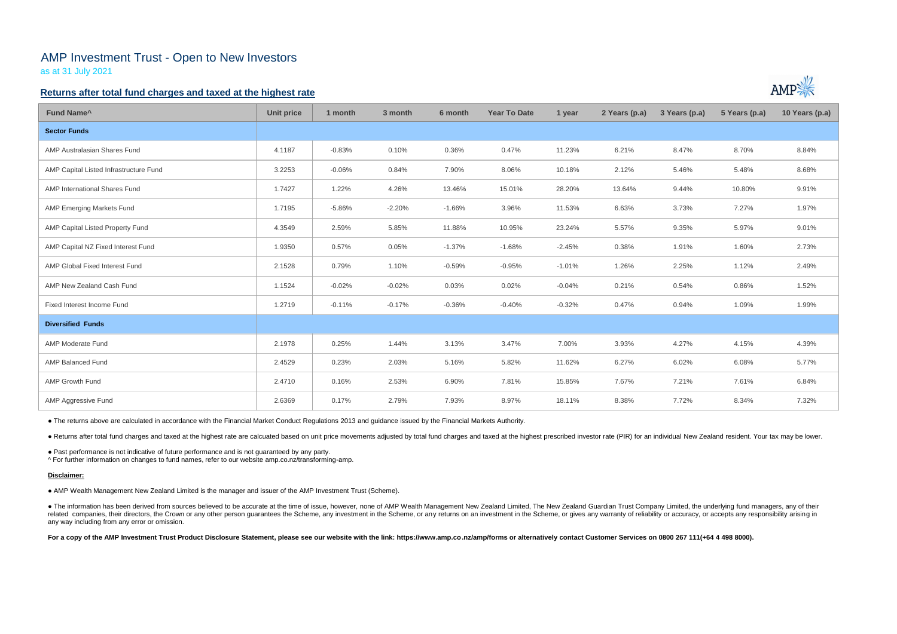# AMP Investment Trust - Open to New Investors

as at 31 July 2021

## Returns after total fund charges and taxed at the highest rate

| Fund Name^ | Unit price | 1 month | 3 month | 6 month | Year To Date | 1 year | 2 Years (p.a) | 3 Years (p.a) | 5 Years (p.a) | 10 Years (p.a) |
|---|---|---|---|---|---|---|---|---|---|---|
| **Sector Funds** | | | | | | | | | | |
| AMP Australasian Shares Fund | 4.1187 | -0.83% | 0.10% | 0.36% | 0.47% | 11.23% | 6.21% | 8.47% | 8.70% | 8.84% |
| AMP Capital Listed Infrastructure Fund | 3.2253 | -0.06% | 0.84% | 7.90% | 8.06% | 10.18% | 2.12% | 5.46% | 5.48% | 8.68% |
| AMP International Shares Fund | 1.7427 | 1.22% | 4.26% | 13.46% | 15.01% | 28.20% | 13.64% | 9.44% | 10.80% | 9.91% |
| AMP Emerging Markets Fund | 1.7195 | -5.86% | -2.20% | -1.66% | 3.96% | 11.53% | 6.63% | 3.73% | 7.27% | 1.97% |
| AMP Capital Listed Property Fund | 4.3549 | 2.59% | 5.85% | 11.88% | 10.95% | 23.24% | 5.57% | 9.35% | 5.97% | 9.01% |
| AMP Capital NZ Fixed Interest Fund | 1.9350 | 0.57% | 0.05% | -1.37% | -1.68% | -2.45% | 0.38% | 1.91% | 1.60% | 2.73% |
| AMP Global Fixed Interest Fund | 2.1528 | 0.79% | 1.10% | -0.59% | -0.95% | -1.01% | 1.26% | 2.25% | 1.12% | 2.49% |
| AMP New Zealand Cash Fund | 1.1524 | -0.02% | -0.02% | 0.03% | 0.02% | -0.04% | 0.21% | 0.54% | 0.86% | 1.52% |
| Fixed Interest Income Fund | 1.2719 | -0.11% | -0.17% | -0.36% | -0.40% | -0.32% | 0.47% | 0.94% | 1.09% | 1.99% |
| **Diversified Funds** | | | | | | | | | | |
| AMP Moderate Fund | 2.1978 | 0.25% | 1.44% | 3.13% | 3.47% | 7.00% | 3.93% | 4.27% | 4.15% | 4.39% |
| AMP Balanced Fund | 2.4529 | 0.23% | 2.03% | 5.16% | 5.82% | 11.62% | 6.27% | 6.02% | 6.08% | 5.77% |
| AMP Growth Fund | 2.4710 | 0.16% | 2.53% | 6.90% | 7.81% | 15.85% | 7.67% | 7.21% | 7.61% | 6.84% |
| AMP Aggressive Fund | 2.6369 | 0.17% | 2.79% | 7.93% | 8.97% | 18.11% | 8.38% | 7.72% | 8.34% | 7.32% |

- The returns above are calculated in accordance with the Financial Market Conduct Regulations 2013 and guidance issued by the Financial Markets Authority.

- Returns after total fund charges and taxed at the highest rate are calcuated based on unit price movements adjusted by total fund charges and taxed at the highest prescribed investor rate (PIR) for an individual New Zealand resident. Your tax may be lower.

- Past performance is not indicative of future performance and is not guaranteed by any party.

^ For further information on changes to fund names, refer to our website amp.co.nz/transforming-amp.

**Disclaimer:**

- AMP Wealth Management New Zealand Limited is the manager and issuer of the AMP Investment Trust (Scheme).

- The information has been derived from sources believed to be accurate at the time of issue, however, none of AMP Wealth Management New Zealand Limited, The New Zealand Guardian Trust Company Limited, the underlying fund managers, any of their related companies, their directors, the Crown or any other person guarantees the Scheme, any investment in the Scheme, or any returns on an investment in the Scheme, or gives any warranty of reliability or accuracy, or accepts any responsibility arising in any way including from any error or omission.

**For a copy of the AMP Investment Trust Product Disclosure Statement, please see our website with the link: https://www.amp.co.nz/amp/forms or alternatively contact Customer Services on 0800 267 111(+64 4 498 8000).**